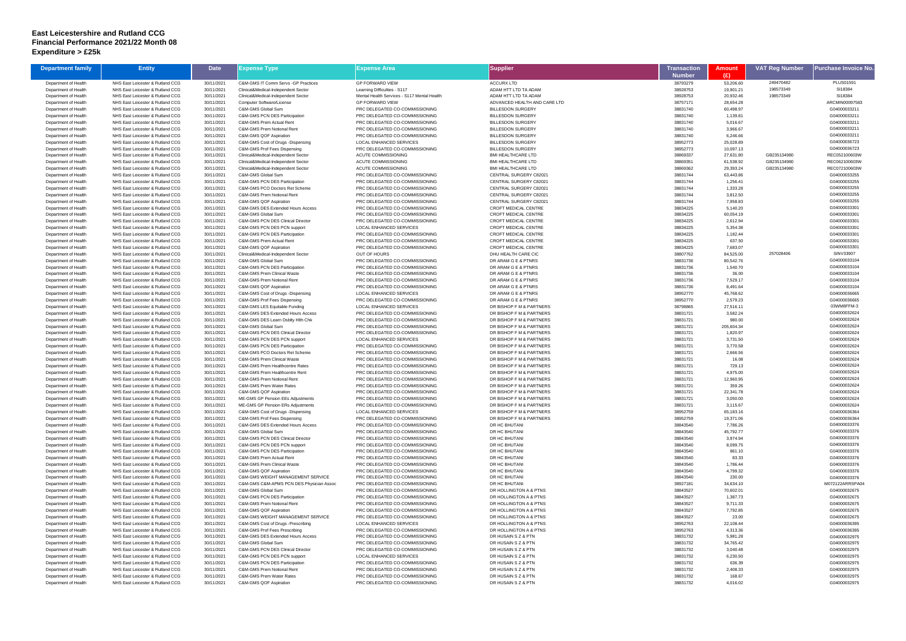# East Leicestershire and Rutland CCG
# Financial Performance 2021/22 Month 08
# Expenditure > £25k

| Department family | Entity | Date | Expense Type | Expense Area | Supplier | Transaction Number | Amount (£) | VAT Reg Number | Purchase Invoice No. |
|---|---|---|---|---|---|---|---|---|---|
| Department of Health | NHS East Leicester & Rutland CCG | 30/11/2021 | C&M-GMS IT Comm Servs -GP Practices | GP FORWARD VIEW | ACCURX LTD | 38793279 | 53,206.60 | 249470482 | PLUS01591 |
| Department of Health | NHS East Leicester & Rutland CCG | 30/11/2021 | Clinical&Medical-Independent Sector | Learning Difficulties - S117 | ADAM HTT LTD TA ADAM | 38928753 | 19,901.21 | 198573349 | SI18384 |
| Department of Health | NHS East Leicester & Rutland CCG | 30/11/2021 | Clinical&Medical-Independent Sector | Mental Health Services - S117 Mental Health | ADAM HTT LTD TA ADAM | 38928753 | 20,932.46 | 198573349 | SI18384 |
| Department of Health | NHS East Leicester & Rutland CCG | 30/11/2021 | Computer Software/License | GP FORWARD VIEW | ADVANCED HEALTH AND CARE LTD | 38757171 | 28,654.28 | | ARCMIN00097583 |
| Department of Health | NHS East Leicester & Rutland CCG | 30/11/2021 | C&M-GMS Global Sum | PRC DELEGATED CO-COMMISSIONING | BILLESDON SURGERY | 38831740 | 60,498.97 | | G04000033211 |
| Department of Health | NHS East Leicester & Rutland CCG | 30/11/2021 | C&M-GMS PCN DES Participation | PRC DELEGATED CO-COMMISSIONING | BILLESDON SURGERY | 38831740 | 1,139.81 | | G04000033211 |
| Department of Health | NHS East Leicester & Rutland CCG | 30/11/2021 | C&M-GMS Prem Actual Rent | PRC DELEGATED CO-COMMISSIONING | BILLESDON SURGERY | 38831740 | 5,016.67 | | G04000033211 |
| Department of Health | NHS East Leicester & Rutland CCG | 30/11/2021 | C&M-GMS Prem Notional Rent | PRC DELEGATED CO-COMMISSIONING | BILLESDON SURGERY | 38831740 | 3,966.67 | | G04000033211 |
| Department of Health | NHS East Leicester & Rutland CCG | 30/11/2021 | C&M-GMS QOF Aspiration | PRC DELEGATED CO-COMMISSIONING | BILLESDON SURGERY | 38831740 | 6,246.66 | | G04000033211 |
| Department of Health | NHS East Leicester & Rutland CCG | 30/11/2021 | C&M-GMS Cost of Drugs -Dispensing | LOCAL ENHANCED SERVICES | BILLESDON SURGERY | 38952773 | 25,028.89 | | G04000036723 |
| Department of Health | NHS East Leicester & Rutland CCG | 30/11/2021 | C&M-GMS Prof Fees Dispensing | PRC DELEGATED CO-COMMISSIONING | BILLESDON SURGERY | 38952773 | 10,097.13 | | G04000036723 |
| Department of Health | NHS East Leicester & Rutland CCG | 30/11/2021 | Clinical&Medical-Independent Sector | ACUTE COMMISSIONING | BMI HEALTHCARE LTD | 38869337 | 27,631.80 | GB235134980 | REC052100603W |
| Department of Health | NHS East Leicester & Rutland CCG | 30/11/2021 | Clinical&Medical-Independent Sector | ACUTE COMMISSIONING | BMI HEALTHCARE LTD | 38869351 | 61,538.92 | GB235134980 | REC062100603W |
| Department of Health | NHS East Leicester & Rutland CCG | 30/11/2021 | Clinical&Medical-Independent Sector | ACUTE COMMISSIONING | BMI HEALTHCARE LTD | 38869362 | 29,393.24 | GB235134980 | REC072100603W |
| Department of Health | NHS East Leicester & Rutland CCG | 30/11/2021 | C&M-GMS Global Sum | PRC DELEGATED CO-COMMISSIONING | CENTRAL SURGERY C82021 | 38831744 | 63,443.86 | | G04000033255 |
| Department of Health | NHS East Leicester & Rutland CCG | 30/11/2021 | C&M-GMS PCN DES Participation | PRC DELEGATED CO-COMMISSIONING | CENTRAL SURGERY C82021 | 38831744 | 1,256.41 | | G04000033255 |
| Department of Health | NHS East Leicester & Rutland CCG | 30/11/2021 | C&M-GMS PCO Doctors Ret Scheme | PRC DELEGATED CO-COMMISSIONING | CENTRAL SURGERY C82021 | 38831744 | 1,333.28 | | G04000033255 |
| Department of Health | NHS East Leicester & Rutland CCG | 30/11/2021 | C&M-GMS Prem Notional Rent | PRC DELEGATED CO-COMMISSIONING | CENTRAL SURGERY C82021 | 38831744 | 3,812.50 | | G04000033255 |
| Department of Health | NHS East Leicester & Rutland CCG | 30/11/2021 | C&M-GMS QOF Aspiration | PRC DELEGATED CO-COMMISSIONING | CENTRAL SURGERY C82021 | 38831744 | 7,958.83 | | G04000033255 |
| Department of Health | NHS East Leicester & Rutland CCG | 30/11/2021 | C&M-GMS DES Extended Hours Access | PRC DELEGATED CO-COMMISSIONING | CROFT MEDICAL CENTRE | 38834225 | 5,140.20 | | G04000033301 |
| Department of Health | NHS East Leicester & Rutland CCG | 30/11/2021 | C&M-GMS Global Sum | PRC DELEGATED CO-COMMISSIONING | CROFT MEDICAL CENTRE | 38834225 | 60,054.19 | | G04000033301 |
| Department of Health | NHS East Leicester & Rutland CCG | 30/11/2021 | C&M-GMS PCN DES Clinical Director | PRC DELEGATED CO-COMMISSIONING | CROFT MEDICAL CENTRE | 38834225 | 2,612.94 | | G04000033301 |
| Department of Health | NHS East Leicester & Rutland CCG | 30/11/2021 | C&M-GMS PCN DES PCN support | LOCAL ENHANCED SERVICES | CROFT MEDICAL CENTRE | 38834225 | 5,354.38 | | G04000033301 |
| Department of Health | NHS East Leicester & Rutland CCG | 30/11/2021 | C&M-GMS PCN DES Participation | PRC DELEGATED CO-COMMISSIONING | CROFT MEDICAL CENTRE | 38834225 | 1,182.44 | | G04000033301 |
| Department of Health | NHS East Leicester & Rutland CCG | 30/11/2021 | C&M-GMS Prem Actual Rent | PRC DELEGATED CO-COMMISSIONING | CROFT MEDICAL CENTRE | 38834225 | 637.50 | | G04000033301 |
| Department of Health | NHS East Leicester & Rutland CCG | 30/11/2021 | C&M-GMS QOF Aspiration | PRC DELEGATED CO-COMMISSIONING | CROFT MEDICAL CENTRE | 38834225 | 7,683.07 | | G04000033301 |
| Department of Health | NHS East Leicester & Rutland CCG | 30/11/2021 | Clinical&Medical-Independent Sector | OUT OF HOURS | DHU HEALTH CARE CIC | 38807762 | 84,525.00 | 257028406 | SINV33907 |
| Department of Health | NHS East Leicester & Rutland CCG | 30/11/2021 | C&M-GMS Global Sum | PRC DELEGATED CO-COMMISSIONING | DR ARAM G E & PTNRS | 38831736 | 80,542.76 | | G04000033104 |
| Department of Health | NHS East Leicester & Rutland CCG | 30/11/2021 | C&M-GMS PCN DES Participation | PRC DELEGATED CO-COMMISSIONING | DR ARAM G E & PTNRS | 38831736 | 1,540.70 | | G04000033104 |
| Department of Health | NHS East Leicester & Rutland CCG | 30/11/2021 | C&M-GMS Prem Clinical Waste | PRC DELEGATED CO-COMMISSIONING | DR ARAM G E & PTNRS | 38831736 | 36.00 | | G04000033104 |
| Department of Health | NHS East Leicester & Rutland CCG | 30/11/2021 | C&M-GMS Prem Notional Rent | PRC DELEGATED CO-COMMISSIONING | DR ARAM G E & PTNRS | 38831736 | 7,529.17 | | G04000033104 |
| Department of Health | NHS East Leicester & Rutland CCG | 30/11/2021 | C&M-GMS QOF Aspiration | PRC DELEGATED CO-COMMISSIONING | DR ARAM G E & PTNRS | 38831736 | 8,491.64 | | G04000033104 |
| Department of Health | NHS East Leicester & Rutland CCG | 30/11/2021 | C&M-GMS Cost of Drugs -Dispensing | LOCAL ENHANCED SERVICES | DR ARAM G E & PTNRS | 38952770 | 45,768.62 | | G04000036665 |
| Department of Health | NHS East Leicester & Rutland CCG | 30/11/2021 | C&M-GMS Prof Fees Dispensing | PRC DELEGATED CO-COMMISSIONING | DR ARAM G E & PTNRS | 38952770 | 2,579.23 | | G04000036665 |
| Department of Health | NHS East Leicester & Rutland CCG | 30/11/2021 | C&M-GMS LES Equitable Funding | LOCAL ENHANCED SERVICES | DR BISHOP F M & PARTNERS | 38798865 | 27,516.11 | | 03WM8FFM-3 |
| Department of Health | NHS East Leicester & Rutland CCG | 30/11/2021 | C&M-GMS DES Extended Hours Access | PRC DELEGATED CO-COMMISSIONING | DR BISHOP F M & PARTNERS | 38831721 | 3,582.24 | | G04000032624 |
| Department of Health | NHS East Leicester & Rutland CCG | 30/11/2021 | C&M-GMS DES Learn Dsblty Hlth Chk | PRC DELEGATED CO-COMMISSIONING | DR BISHOP F M & PARTNERS | 38831721 | 980.00 | | G04000032624 |
| Department of Health | NHS East Leicester & Rutland CCG | 30/11/2021 | C&M-GMS Global Sum | PRC DELEGATED CO-COMMISSIONING | DR BISHOP F M & PARTNERS | 38831721 | 205,604.34 | | G04000032624 |
| Department of Health | NHS East Leicester & Rutland CCG | 30/11/2021 | C&M-GMS PCN DES Clinical Director | PRC DELEGATED CO-COMMISSIONING | DR BISHOP F M & PARTNERS | 38831721 | 1,820.97 | | G04000032624 |
| Department of Health | NHS East Leicester & Rutland CCG | 30/11/2021 | C&M-GMS PCN DES PCN support | LOCAL ENHANCED SERVICES | DR BISHOP F M & PARTNERS | 38831721 | 3,731.50 | | G04000032624 |
| Department of Health | NHS East Leicester & Rutland CCG | 30/11/2021 | C&M-GMS PCN DES Participation | PRC DELEGATED CO-COMMISSIONING | DR BISHOP F M & PARTNERS | 38831721 | 3,770.58 | | G04000032624 |
| Department of Health | NHS East Leicester & Rutland CCG | 30/11/2021 | C&M-GMS PCO Doctors Ret Scheme | PRC DELEGATED CO-COMMISSIONING | DR BISHOP F M & PARTNERS | 38831721 | 2,666.56 | | G04000032624 |
| Department of Health | NHS East Leicester & Rutland CCG | 30/11/2021 | C&M-GMS Prem Clinical Waste | PRC DELEGATED CO-COMMISSIONING | DR BISHOP F M & PARTNERS | 38831721 | 16.08 | | G04000032624 |
| Department of Health | NHS East Leicester & Rutland CCG | 30/11/2021 | C&M-GMS Prem Healthcentre Rates | PRC DELEGATED CO-COMMISSIONING | DR BISHOP F M & PARTNERS | 38831721 | 729.13 | | G04000032624 |
| Department of Health | NHS East Leicester & Rutland CCG | 30/11/2021 | C&M-GMS Prem Healthcentre Rent | PRC DELEGATED CO-COMMISSIONING | DR BISHOP F M & PARTNERS | 38831721 | 4,975.00 | | G04000032624 |
| Department of Health | NHS East Leicester & Rutland CCG | 30/11/2021 | C&M-GMS Prem Notional Rent | PRC DELEGATED CO-COMMISSIONING | DR BISHOP F M & PARTNERS | 38831721 | 12,960.95 | | G04000032624 |
| Department of Health | NHS East Leicester & Rutland CCG | 30/11/2021 | C&M-GMS Prem Water Rates | PRC DELEGATED CO-COMMISSIONING | DR BISHOP F M & PARTNERS | 38831721 | 359.26 | | G04000032624 |
| Department of Health | NHS East Leicester & Rutland CCG | 30/11/2021 | C&M-GMS QOF Aspiration | PRC DELEGATED CO-COMMISSIONING | DR BISHOP F M & PARTNERS | 38831721 | 22,341.78 | | G04000032624 |
| Department of Health | NHS East Leicester & Rutland CCG | 30/11/2021 | ME-GMS GP Pension EEs Adjustments | PRC DELEGATED CO-COMMISSIONING | DR BISHOP F M & PARTNERS | 38831721 | 3,050.00 | | G04000032624 |
| Department of Health | NHS East Leicester & Rutland CCG | 30/11/2021 | ME-GMS GP Pension ERs Adjustments | PRC DELEGATED CO-COMMISSIONING | DR BISHOP F M & PARTNERS | 38831721 | 3,115.67 | | G04000032624 |
| Department of Health | NHS East Leicester & Rutland CCG | 30/11/2021 | C&M-GMS Cost of Drugs -Dispensing | LOCAL ENHANCED SERVICES | DR BISHOP F M & PARTNERS | 38952759 | 65,183.16 | | G04000036364 |
| Department of Health | NHS East Leicester & Rutland CCG | 30/11/2021 | C&M-GMS Prof Fees Dispensing | PRC DELEGATED CO-COMMISSIONING | DR BISHOP F M & PARTNERS | 38952759 | 19,371.06 | | G04000036364 |
| Department of Health | NHS East Leicester & Rutland CCG | 30/11/2021 | C&M-GMS DES Extended Hours Access | PRC DELEGATED CO-COMMISSIONING | DR HC BHUTANI | 38843540 | 7,786.26 | | G04000033376 |
| Department of Health | NHS East Leicester & Rutland CCG | 30/11/2021 | C&M-GMS Global Sum | PRC DELEGATED CO-COMMISSIONING | DR HC BHUTANI | 38843540 | 45,792.77 | | G04000033376 |
| Department of Health | NHS East Leicester & Rutland CCG | 30/11/2021 | C&M-GMS PCN DES Clinical Director | PRC DELEGATED CO-COMMISSIONING | DR HC BHUTANI | 38843540 | 3,974.94 | | G04000033376 |
| Department of Health | NHS East Leicester & Rutland CCG | 30/11/2021 | C&M-GMS PCN DES PCN support | LOCAL ENHANCED SERVICES | DR HC BHUTANI | 38843540 | 8,099.75 | | G04000033376 |
| Department of Health | NHS East Leicester & Rutland CCG | 30/11/2021 | C&M-GMS PCN DES Participation | PRC DELEGATED CO-COMMISSIONING | DR HC BHUTANI | 38843540 | 861.10 | | G04000033376 |
| Department of Health | NHS East Leicester & Rutland CCG | 30/11/2021 | C&M-GMS Prem Actual Rent | PRC DELEGATED CO-COMMISSIONING | DR HC BHUTANI | 38843540 | 83.33 | | G04000033376 |
| Department of Health | NHS East Leicester & Rutland CCG | 30/11/2021 | C&M-GMS Prem Clinical Waste | PRC DELEGATED CO-COMMISSIONING | DR HC BHUTANI | 38843540 | 1,786.44 | | G04000033376 |
| Department of Health | NHS East Leicester & Rutland CCG | 30/11/2021 | C&M-GMS QOF Aspiration | PRC DELEGATED CO-COMMISSIONING | DR HC BHUTANI | 38843540 | 4,799.32 | | G04000033376 |
| Department of Health | NHS East Leicester & Rutland CCG | 30/11/2021 | C&M-GMS WEIGHT MANAGEMENT SERVICE | PRC DELEGATED CO-COMMISSIONING | DR HC BHUTANI | 38843540 | 230.00 | | G04000033376 |
| Department of Health | NHS East Leicester & Rutland CCG | 30/11/2021 | C&M-GMS C&M-APMS PCN DES Physician Assoc | PRC DELEGATED CO-COMMISSIONING | DR HC BHUTANI | 38927181 | 34,634.10 | | M072122ARRSPA04 |
| Department of Health | NHS East Leicester & Rutland CCG | 30/11/2021 | C&M-GMS Global Sum | PRC DELEGATED CO-COMMISSIONING | DR HOLLINGTON A & PTNS | 38843527 | 70,602.01 | | G04000032675 |
| Department of Health | NHS East Leicester & Rutland CCG | 30/11/2021 | C&M-GMS PCN DES Participation | PRC DELEGATED CO-COMMISSIONING | DR HOLLINGTON A & PTNS | 38843527 | 1,387.73 | | G04000032675 |
| Department of Health | NHS East Leicester & Rutland CCG | 30/11/2021 | C&M-GMS Prem Notional Rent | PRC DELEGATED CO-COMMISSIONING | DR HOLLINGTON A & PTNS | 38843527 | 9,711.33 | | G04000032675 |
| Department of Health | NHS East Leicester & Rutland CCG | 30/11/2021 | C&M-GMS QOF Aspiration | PRC DELEGATED CO-COMMISSIONING | DR HOLLINGTON A & PTNS | 38843527 | 7,792.85 | | G04000032675 |
| Department of Health | NHS East Leicester & Rutland CCG | 30/11/2021 | C&M-GMS WEIGHT MANAGEMENT SERVICE | PRC DELEGATED CO-COMMISSIONING | DR HOLLINGTON A & PTNS | 38843527 | 23.00 | | G04000032675 |
| Department of Health | NHS East Leicester & Rutland CCG | 30/11/2021 | C&M-GMS Cost of Drugs -Prescribing | LOCAL ENHANCED SERVICES | DR HOLLINGTON A & PTNS | 38952763 | 22,108.44 | | G04000036395 |
| Department of Health | NHS East Leicester & Rutland CCG | 30/11/2021 | C&M-GMS Prof Fees Prescribing | PRC DELEGATED CO-COMMISSIONING | DR HOLLINGTON A & PTNS | 38952763 | 4,313.36 | | G04000036395 |
| Department of Health | NHS East Leicester & Rutland CCG | 30/11/2021 | C&M-GMS DES Extended Hours Access | PRC DELEGATED CO-COMMISSIONING | DR HUSAIN S Z & PTN | 38831732 | 5,981.28 | | G04000032975 |
| Department of Health | NHS East Leicester & Rutland CCG | 30/11/2021 | C&M-GMS Global Sum | PRC DELEGATED CO-COMMISSIONING | DR HUSAIN S Z & PTN | 38831732 | 34,765.42 | | G04000032975 |
| Department of Health | NHS East Leicester & Rutland CCG | 30/11/2021 | C&M-GMS PCN DES Clinical Director | PRC DELEGATED CO-COMMISSIONING | DR HUSAIN S Z & PTN | 38831732 | 3,040.48 | | G04000032975 |
| Department of Health | NHS East Leicester & Rutland CCG | 30/11/2021 | C&M-GMS PCN DES PCN support | LOCAL ENHANCED SERVICES | DR HUSAIN S Z & PTN | 38831732 | 6,230.50 | | G04000032975 |
| Department of Health | NHS East Leicester & Rutland CCG | 30/11/2021 | C&M-GMS PCN DES Participation | PRC DELEGATED CO-COMMISSIONING | DR HUSAIN S Z & PTN | 38831732 | 636.39 | | G04000032975 |
| Department of Health | NHS East Leicester & Rutland CCG | 30/11/2021 | C&M-GMS Prem Notional Rent | PRC DELEGATED CO-COMMISSIONING | DR HUSAIN S Z & PTN | 38831732 | 2,408.33 | | G04000032975 |
| Department of Health | NHS East Leicester & Rutland CCG | 30/11/2021 | C&M-GMS Prem Water Rates | PRC DELEGATED CO-COMMISSIONING | DR HUSAIN S Z & PTN | 38831732 | 168.67 | | G04000032975 |
| Department of Health | NHS East Leicester & Rutland CCG | 30/11/2021 | C&M-GMS QOF Aspiration | PRC DELEGATED CO-COMMISSIONING | DR HUSAIN S Z & PTN | 38831732 | 4,016.02 | | G04000032975 |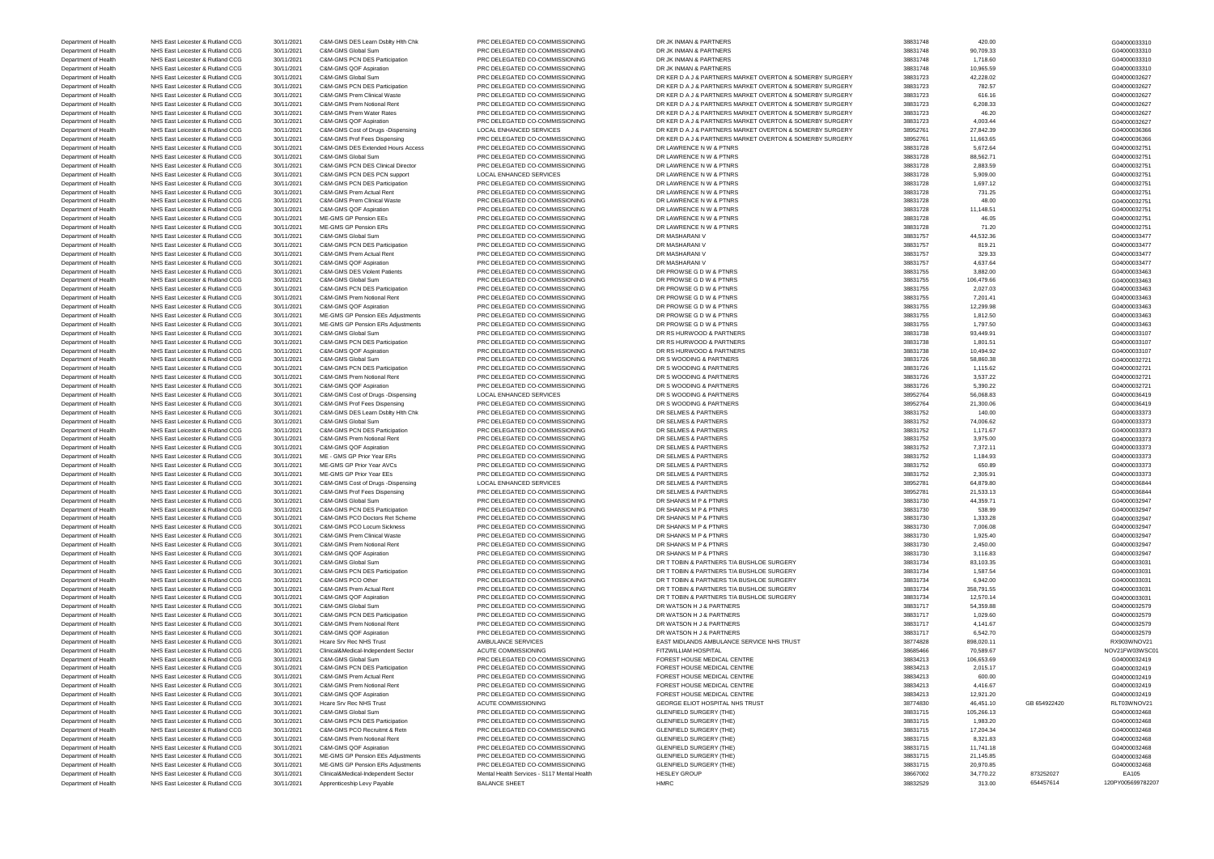| | | | | | | | | | |
|---|---|---|---|---|---|---|---|---|---|
| Department of Health | NHS East Leicester & Rutland CCG | 30/11/2021 | C&M-GMS DES Learn Dsblty Hlth Chk | PRC DELEGATED CO-COMMISSIONING | DR JK INMAN & PARTNERS | 38831748 | 420.00 | | G04000033310 |
| Department of Health | NHS East Leicester & Rutland CCG | 30/11/2021 | C&M-GMS Global Sum | PRC DELEGATED CO-COMMISSIONING | DR JK INMAN & PARTNERS | 38831748 | 90,709.33 | | G04000033310 |
| Department of Health | NHS East Leicester & Rutland CCG | 30/11/2021 | C&M-GMS PCN DES Participation | PRC DELEGATED CO-COMMISSIONING | DR JK INMAN & PARTNERS | 38831748 | 1,718.60 | | G04000033310 |
| Department of Health | NHS East Leicester & Rutland CCG | 30/11/2021 | C&M-GMS QOF Aspiration | PRC DELEGATED CO-COMMISSIONING | DR JK INMAN & PARTNERS | 38831748 | 10,965.59 | | G04000033310 |
| Department of Health | NHS East Leicester & Rutland CCG | 30/11/2021 | C&M-GMS Global Sum | PRC DELEGATED CO-COMMISSIONING | DR KER D A J & PARTNERS MARKET OVERTON & SOMERBY SURGERY | 38831723 | 42,228.02 | | G04000032627 |
| Department of Health | NHS East Leicester & Rutland CCG | 30/11/2021 | C&M-GMS PCN DES Participation | PRC DELEGATED CO-COMMISSIONING | DR KER D A J & PARTNERS MARKET OVERTON & SOMERBY SURGERY | 38831723 | 782.57 | | G04000032627 |
| Department of Health | NHS East Leicester & Rutland CCG | 30/11/2021 | C&M-GMS Prem Clinical Waste | PRC DELEGATED CO-COMMISSIONING | DR KER D A J & PARTNERS MARKET OVERTON & SOMERBY SURGERY | 38831723 | 616.16 | | G04000032627 |
| Department of Health | NHS East Leicester & Rutland CCG | 30/11/2021 | C&M-GMS Prem Notional Rent | PRC DELEGATED CO-COMMISSIONING | DR KER D A J & PARTNERS MARKET OVERTON & SOMERBY SURGERY | 38831723 | 6,208.33 | | G04000032627 |
| Department of Health | NHS East Leicester & Rutland CCG | 30/11/2021 | C&M-GMS Prem Water Rates | PRC DELEGATED CO-COMMISSIONING | DR KER D A J & PARTNERS MARKET OVERTON & SOMERBY SURGERY | 38831723 | 46.20 | | G04000032627 |
| Department of Health | NHS East Leicester & Rutland CCG | 30/11/2021 | C&M-GMS QOF Aspiration | PRC DELEGATED CO-COMMISSIONING | DR KER D A J & PARTNERS MARKET OVERTON & SOMERBY SURGERY | 38831723 | 4,003.44 | | G04000032627 |
| Department of Health | NHS East Leicester & Rutland CCG | 30/11/2021 | C&M-GMS Cost of Drugs -Dispensing | LOCAL ENHANCED SERVICES | DR KER D A J & PARTNERS MARKET OVERTON & SOMERBY SURGERY | 38952761 | 27,842.39 | | G04000036366 |
| Department of Health | NHS East Leicester & Rutland CCG | 30/11/2021 | C&M-GMS Prof Fees Dispensing | PRC DELEGATED CO-COMMISSIONING | DR KER D A J & PARTNERS MARKET OVERTON & SOMERBY SURGERY | 38952761 | 11,663.65 | | G04000036366 |
| Department of Health | NHS East Leicester & Rutland CCG | 30/11/2021 | C&M-GMS DES Extended Hours Access | PRC DELEGATED CO-COMMISSIONING | DR LAWRENCE N W & PTNRS | 38831728 | 5,672.64 | | G04000032751 |
| Department of Health | NHS East Leicester & Rutland CCG | 30/11/2021 | C&M-GMS Global Sum | PRC DELEGATED CO-COMMISSIONING | DR LAWRENCE N W & PTNRS | 38831728 | 88,562.71 | | G04000032751 |
| Department of Health | NHS East Leicester & Rutland CCG | 30/11/2021 | C&M-GMS PCN DES Clinical Director | PRC DELEGATED CO-COMMISSIONING | DR LAWRENCE N W & PTNRS | 38831728 | 2,883.59 | | G04000032751 |
| Department of Health | NHS East Leicester & Rutland CCG | 30/11/2021 | C&M-GMS PCN DES PCN support | LOCAL ENHANCED SERVICES | DR LAWRENCE N W & PTNRS | 38831728 | 5,909.00 | | G04000032751 |
| Department of Health | NHS East Leicester & Rutland CCG | 30/11/2021 | C&M-GMS PCN DES Participation | PRC DELEGATED CO-COMMISSIONING | DR LAWRENCE N W & PTNRS | 38831728 | 1,697.12 | | G04000032751 |
| Department of Health | NHS East Leicester & Rutland CCG | 30/11/2021 | C&M-GMS Prem Actual Rent | PRC DELEGATED CO-COMMISSIONING | DR LAWRENCE N W & PTNRS | 38831728 | 731.25 | | G04000032751 |
| Department of Health | NHS East Leicester & Rutland CCG | 30/11/2021 | C&M-GMS Prem Clinical Waste | PRC DELEGATED CO-COMMISSIONING | DR LAWRENCE N W & PTNRS | 38831728 | 48.00 | | G04000032751 |
| Department of Health | NHS East Leicester & Rutland CCG | 30/11/2021 | C&M-GMS QOF Aspiration | PRC DELEGATED CO-COMMISSIONING | DR LAWRENCE N W & PTNRS | 38831728 | 11,148.51 | | G04000032751 |
| Department of Health | NHS East Leicester & Rutland CCG | 30/11/2021 | ME-GMS GP Pension EEs | PRC DELEGATED CO-COMMISSIONING | DR LAWRENCE N W & PTNRS | 38831728 | 46.05 | | G04000032751 |
| Department of Health | NHS East Leicester & Rutland CCG | 30/11/2021 | ME-GMS GP Pension ERs | PRC DELEGATED CO-COMMISSIONING | DR LAWRENCE N W & PTNRS | 38831728 | 71.20 | | G04000032751 |
| Department of Health | NHS East Leicester & Rutland CCG | 30/11/2021 | C&M-GMS Global Sum | PRC DELEGATED CO-COMMISSIONING | DR MASHARANI V | 38831757 | 44,532.36 | | G04000033477 |
| Department of Health | NHS East Leicester & Rutland CCG | 30/11/2021 | C&M-GMS PCN DES Participation | PRC DELEGATED CO-COMMISSIONING | DR MASHARANI V | 38831757 | 819.21 | | G04000033477 |
| Department of Health | NHS East Leicester & Rutland CCG | 30/11/2021 | C&M-GMS Prem Actual Rent | PRC DELEGATED CO-COMMISSIONING | DR MASHARANI V | 38831757 | 329.33 | | G04000033477 |
| Department of Health | NHS East Leicester & Rutland CCG | 30/11/2021 | C&M-GMS QOF Aspiration | PRC DELEGATED CO-COMMISSIONING | DR MASHARANI V | 38831757 | 4,637.64 | | G04000033477 |
| Department of Health | NHS East Leicester & Rutland CCG | 30/11/2021 | C&M-GMS DES Violent Patients | PRC DELEGATED CO-COMMISSIONING | DR PROWSE G D W & PTNRS | 38831755 | 3,882.00 | | G04000033463 |
| Department of Health | NHS East Leicester & Rutland CCG | 30/11/2021 | C&M-GMS Global Sum | PRC DELEGATED CO-COMMISSIONING | DR PROWSE G D W & PTNRS | 38831755 | 106,479.66 | | G04000033463 |
| Department of Health | NHS East Leicester & Rutland CCG | 30/11/2021 | C&M-GMS PCN DES Participation | PRC DELEGATED CO-COMMISSIONING | DR PROWSE G D W & PTNRS | 38831755 | 2,027.03 | | G04000033463 |
| Department of Health | NHS East Leicester & Rutland CCG | 30/11/2021 | C&M-GMS Prem Notional Rent | PRC DELEGATED CO-COMMISSIONING | DR PROWSE G D W & PTNRS | 38831755 | 7,201.41 | | G04000033463 |
| Department of Health | NHS East Leicester & Rutland CCG | 30/11/2021 | C&M-GMS QOF Aspiration | PRC DELEGATED CO-COMMISSIONING | DR PROWSE G D W & PTNRS | 38831755 | 12,299.98 | | G04000033463 |
| Department of Health | NHS East Leicester & Rutland CCG | 30/11/2021 | ME-GMS GP Pension EEs Adjustments | PRC DELEGATED CO-COMMISSIONING | DR PROWSE G D W & PTNRS | 38831755 | 1,812.50 | | G04000033463 |
| Department of Health | NHS East Leicester & Rutland CCG | 30/11/2021 | ME-GMS GP Pension ERs Adjustments | PRC DELEGATED CO-COMMISSIONING | DR PROWSE G D W & PTNRS | 38831755 | 1,797.50 | | G04000033463 |
| Department of Health | NHS East Leicester & Rutland CCG | 30/11/2021 | C&M-GMS Global Sum | PRC DELEGATED CO-COMMISSIONING | DR RS HURWOOD & PARTNERS | 38831738 | 93,449.91 | | G04000033107 |
| Department of Health | NHS East Leicester & Rutland CCG | 30/11/2021 | C&M-GMS PCN DES Participation | PRC DELEGATED CO-COMMISSIONING | DR RS HURWOOD & PARTNERS | 38831738 | 1,801.51 | | G04000033107 |
| Department of Health | NHS East Leicester & Rutland CCG | 30/11/2021 | C&M-GMS QOF Aspiration | PRC DELEGATED CO-COMMISSIONING | DR RS HURWOOD & PARTNERS | 38831738 | 10,494.92 | | G04000033107 |
| Department of Health | NHS East Leicester & Rutland CCG | 30/11/2021 | C&M-GMS Global Sum | PRC DELEGATED CO-COMMISSIONING | DR S WOODING & PARTNERS | 38831726 | 58,860.38 | | G04000032721 |
| Department of Health | NHS East Leicester & Rutland CCG | 30/11/2021 | C&M-GMS PCN DES Participation | PRC DELEGATED CO-COMMISSIONING | DR S WOODING & PARTNERS | 38831726 | 1,115.62 | | G04000032721 |
| Department of Health | NHS East Leicester & Rutland CCG | 30/11/2021 | C&M-GMS Prem Notional Rent | PRC DELEGATED CO-COMMISSIONING | DR S WOODING & PARTNERS | 38831726 | 3,537.22 | | G04000032721 |
| Department of Health | NHS East Leicester & Rutland CCG | 30/11/2021 | C&M-GMS QOF Aspiration | PRC DELEGATED CO-COMMISSIONING | DR S WOODING & PARTNERS | 38831726 | 5,390.22 | | G04000032721 |
| Department of Health | NHS East Leicester & Rutland CCG | 30/11/2021 | C&M-GMS Cost of Drugs -Dispensing | LOCAL ENHANCED SERVICES | DR S WOODING & PARTNERS | 38952764 | 56,068.83 | | G04000036419 |
| Department of Health | NHS East Leicester & Rutland CCG | 30/11/2021 | C&M-GMS Prof Fees Dispensing | PRC DELEGATED CO-COMMISSIONING | DR S WOODING & PARTNERS | 38952764 | 21,300.06 | | G04000036419 |
| Department of Health | NHS East Leicester & Rutland CCG | 30/11/2021 | C&M-GMS DES Learn Dsblty Hlth Chk | PRC DELEGATED CO-COMMISSIONING | DR SELMES & PARTNERS | 38831752 | 140.00 | | G04000033373 |
| Department of Health | NHS East Leicester & Rutland CCG | 30/11/2021 | C&M-GMS Global Sum | PRC DELEGATED CO-COMMISSIONING | DR SELMES & PARTNERS | 38831752 | 74,006.62 | | G04000033373 |
| Department of Health | NHS East Leicester & Rutland CCG | 30/11/2021 | C&M-GMS PCN DES Participation | PRC DELEGATED CO-COMMISSIONING | DR SELMES & PARTNERS | 38831752 | 1,171.67 | | G04000033373 |
| Department of Health | NHS East Leicester & Rutland CCG | 30/11/2021 | C&M-GMS Prem Notional Rent | PRC DELEGATED CO-COMMISSIONING | DR SELMES & PARTNERS | 38831752 | 3,975.00 | | G04000033373 |
| Department of Health | NHS East Leicester & Rutland CCG | 30/11/2021 | C&M-GMS QOF Aspiration | PRC DELEGATED CO-COMMISSIONING | DR SELMES & PARTNERS | 38831752 | 7,372.11 | | G04000033373 |
| Department of Health | NHS East Leicester & Rutland CCG | 30/11/2021 | ME - GMS GP Prior Year ERs | PRC DELEGATED CO-COMMISSIONING | DR SELMES & PARTNERS | 38831752 | 1,184.93 | | G04000033373 |
| Department of Health | NHS East Leicester & Rutland CCG | 30/11/2021 | ME-GMS GP Prior Year AVCs | PRC DELEGATED CO-COMMISSIONING | DR SELMES & PARTNERS | 38831752 | 650.89 | | G04000033373 |
| Department of Health | NHS East Leicester & Rutland CCG | 30/11/2021 | ME-GMS GP Prior Year EEs | PRC DELEGATED CO-COMMISSIONING | DR SELMES & PARTNERS | 38831752 | 2,305.91 | | G04000033373 |
| Department of Health | NHS East Leicester & Rutland CCG | 30/11/2021 | C&M-GMS Cost of Drugs -Dispensing | LOCAL ENHANCED SERVICES | DR SELMES & PARTNERS | 38952781 | 64,879.80 | | G04000036844 |
| Department of Health | NHS East Leicester & Rutland CCG | 30/11/2021 | C&M-GMS Prof Fees Dispensing | PRC DELEGATED CO-COMMISSIONING | DR SELMES & PARTNERS | 38952781 | 21,533.13 | | G04000036844 |
| Department of Health | NHS East Leicester & Rutland CCG | 30/11/2021 | C&M-GMS Global Sum | PRC DELEGATED CO-COMMISSIONING | DR SHANKS M P & PTNRS | 38831730 | 44,359.71 | | G04000032947 |
| Department of Health | NHS East Leicester & Rutland CCG | 30/11/2021 | C&M-GMS PCN DES Participation | PRC DELEGATED CO-COMMISSIONING | DR SHANKS M P & PTNRS | 38831730 | 538.99 | | G04000032947 |
| Department of Health | NHS East Leicester & Rutland CCG | 30/11/2021 | C&M-GMS PCO Doctors Ret Scheme | PRC DELEGATED CO-COMMISSIONING | DR SHANKS M P & PTNRS | 38831730 | 1,333.28 | | G04000032947 |
| Department of Health | NHS East Leicester & Rutland CCG | 30/11/2021 | C&M-GMS PCO Locum Sickness | PRC DELEGATED CO-COMMISSIONING | DR SHANKS M P & PTNRS | 38831730 | 7,006.08 | | G04000032947 |
| Department of Health | NHS East Leicester & Rutland CCG | 30/11/2021 | C&M-GMS Prem Clinical Waste | PRC DELEGATED CO-COMMISSIONING | DR SHANKS M P & PTNRS | 38831730 | 1,925.40 | | G04000032947 |
| Department of Health | NHS East Leicester & Rutland CCG | 30/11/2021 | C&M-GMS Prem Notional Rent | PRC DELEGATED CO-COMMISSIONING | DR SHANKS M P & PTNRS | 38831730 | 2,450.00 | | G04000032947 |
| Department of Health | NHS East Leicester & Rutland CCG | 30/11/2021 | C&M-GMS QOF Aspiration | PRC DELEGATED CO-COMMISSIONING | DR SHANKS M P & PTNRS | 38831730 | 3,116.83 | | G04000032947 |
| Department of Health | NHS East Leicester & Rutland CCG | 30/11/2021 | C&M-GMS Global Sum | PRC DELEGATED CO-COMMISSIONING | DR T TOBIN & PARTNERS T/A BUSHLOE SURGERY | 38831734 | 83,103.35 | | G04000033031 |
| Department of Health | NHS East Leicester & Rutland CCG | 30/11/2021 | C&M-GMS PCN DES Participation | PRC DELEGATED CO-COMMISSIONING | DR T TOBIN & PARTNERS T/A BUSHLOE SURGERY | 38831734 | 1,587.54 | | G04000033031 |
| Department of Health | NHS East Leicester & Rutland CCG | 30/11/2021 | C&M-GMS PCO Other | PRC DELEGATED CO-COMMISSIONING | DR T TOBIN & PARTNERS T/A BUSHLOE SURGERY | 38831734 | 6,942.00 | | G04000033031 |
| Department of Health | NHS East Leicester & Rutland CCG | 30/11/2021 | C&M-GMS Prem Actual Rent | PRC DELEGATED CO-COMMISSIONING | DR T TOBIN & PARTNERS T/A BUSHLOE SURGERY | 38831734 | 358,791.55 | | G04000033031 |
| Department of Health | NHS East Leicester & Rutland CCG | 30/11/2021 | C&M-GMS QOF Aspiration | PRC DELEGATED CO-COMMISSIONING | DR T TOBIN & PARTNERS T/A BUSHLOE SURGERY | 38831734 | 12,570.14 | | G04000033031 |
| Department of Health | NHS East Leicester & Rutland CCG | 30/11/2021 | C&M-GMS Global Sum | PRC DELEGATED CO-COMMISSIONING | DR WATSON H J & PARTNERS | 38831717 | 54,359.88 | | G04000032579 |
| Department of Health | NHS East Leicester & Rutland CCG | 30/11/2021 | C&M-GMS PCN DES Participation | PRC DELEGATED CO-COMMISSIONING | DR WATSON H J & PARTNERS | 38831717 | 1,029.60 | | G04000032579 |
| Department of Health | NHS East Leicester & Rutland CCG | 30/11/2021 | C&M-GMS Prem Notional Rent | PRC DELEGATED CO-COMMISSIONING | DR WATSON H J & PARTNERS | 38831717 | 4,141.67 | | G04000032579 |
| Department of Health | NHS East Leicester & Rutland CCG | 30/11/2021 | C&M-GMS QOF Aspiration | PRC DELEGATED CO-COMMISSIONING | DR WATSON H J & PARTNERS | 38831717 | 6,542.70 | | G04000032579 |
| Department of Health | NHS East Leicester & Rutland CCG | 30/11/2021 | Hcare Srv Rec NHS Trust | AMBULANCE SERVICES | EAST MIDLANDS AMBULANCE SERVICE NHS TRUST | 38774828 | 898,020.11 | | RX903WNOV21 |
| Department of Health | NHS East Leicester & Rutland CCG | 30/11/2021 | Clinical&Medical-Independent Sector | ACUTE COMMISSIONING | FITZWILLIAM HOSPITAL | 38685466 | 70,589.67 | | NOV21FW03WSC01 |
| Department of Health | NHS East Leicester & Rutland CCG | 30/11/2021 | C&M-GMS Global Sum | PRC DELEGATED CO-COMMISSIONING | FOREST HOUSE MEDICAL CENTRE | 38834213 | 106,653.69 | | G04000032419 |
| Department of Health | NHS East Leicester & Rutland CCG | 30/11/2021 | C&M-GMS PCN DES Participation | PRC DELEGATED CO-COMMISSIONING | FOREST HOUSE MEDICAL CENTRE | 38834213 | 2,015.17 | | G04000032419 |
| Department of Health | NHS East Leicester & Rutland CCG | 30/11/2021 | C&M-GMS Prem Actual Rent | PRC DELEGATED CO-COMMISSIONING | FOREST HOUSE MEDICAL CENTRE | 38834213 | 600.00 | | G04000032419 |
| Department of Health | NHS East Leicester & Rutland CCG | 30/11/2021 | C&M-GMS Prem Notional Rent | PRC DELEGATED CO-COMMISSIONING | FOREST HOUSE MEDICAL CENTRE | 38834213 | 4,416.67 | | G04000032419 |
| Department of Health | NHS East Leicester & Rutland CCG | 30/11/2021 | C&M-GMS QOF Aspiration | PRC DELEGATED CO-COMMISSIONING | FOREST HOUSE MEDICAL CENTRE | 38834213 | 12,921.20 | | G04000032419 |
| Department of Health | NHS East Leicester & Rutland CCG | 30/11/2021 | Hcare Srv Rec NHS Trust | ACUTE COMMISSIONING | GEORGE ELIOT HOSPITAL NHS TRUST | 38774830 | 46,451.10 | GB 654922420 | RLT03WNOV21 |
| Department of Health | NHS East Leicester & Rutland CCG | 30/11/2021 | C&M-GMS Global Sum | PRC DELEGATED CO-COMMISSIONING | GLENFIELD SURGERY (THE) | 38831715 | 105,266.13 | | G04000032468 |
| Department of Health | NHS East Leicester & Rutland CCG | 30/11/2021 | C&M-GMS PCN DES Participation | PRC DELEGATED CO-COMMISSIONING | GLENFIELD SURGERY (THE) | 38831715 | 1,983.20 | | G04000032468 |
| Department of Health | NHS East Leicester & Rutland CCG | 30/11/2021 | C&M-GMS PCO Recruitmt & Retn | PRC DELEGATED CO-COMMISSIONING | GLENFIELD SURGERY (THE) | 38831715 | 17,204.34 | | G04000032468 |
| Department of Health | NHS East Leicester & Rutland CCG | 30/11/2021 | C&M-GMS Prem Notional Rent | PRC DELEGATED CO-COMMISSIONING | GLENFIELD SURGERY (THE) | 38831715 | 8,321.83 | | G04000032468 |
| Department of Health | NHS East Leicester & Rutland CCG | 30/11/2021 | C&M-GMS QOF Aspiration | PRC DELEGATED CO-COMMISSIONING | GLENFIELD SURGERY (THE) | 38831715 | 11,741.18 | | G04000032468 |
| Department of Health | NHS East Leicester & Rutland CCG | 30/11/2021 | ME-GMS GP Pension EEs Adjustments | PRC DELEGATED CO-COMMISSIONING | GLENFIELD SURGERY (THE) | 38831715 | 21,145.85 | | G04000032468 |
| Department of Health | NHS East Leicester & Rutland CCG | 30/11/2021 | ME-GMS GP Pension ERs Adjustments | PRC DELEGATED CO-COMMISSIONING | GLENFIELD SURGERY (THE) | 38831715 | 20,970.85 | | G04000032468 |
| Department of Health | NHS East Leicester & Rutland CCG | 30/11/2021 | Clinical&Medical-Independent Sector | Mental Health Services - S117 Mental Health | HESLEY GROUP | 38667002 | 34,770.22 | 873252027 | EA105 |
| Department of Health | NHS East Leicester & Rutland CCG | 30/11/2021 | Apprenticeship Levy Payable | BALANCE SHEET | HMRC | 38832529 | 313.00 | 654457614 | 120PY005699782207 |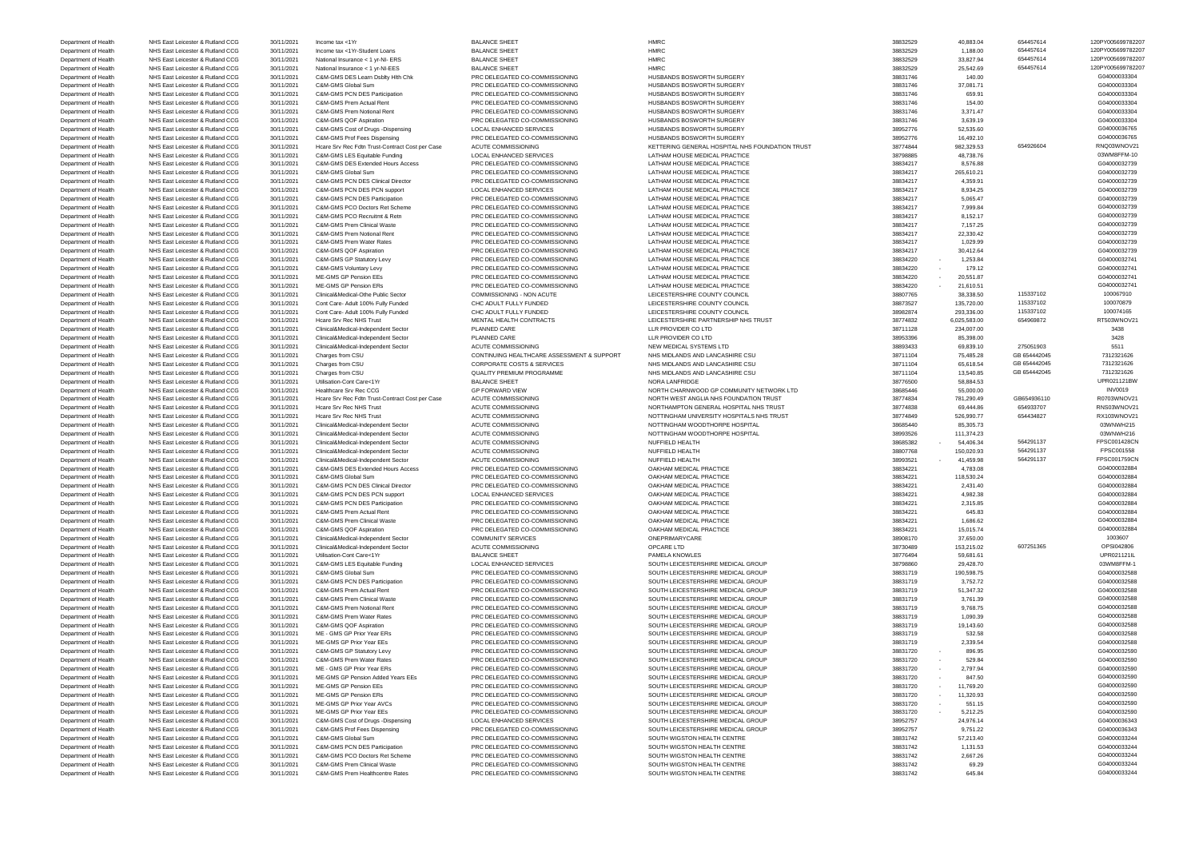| Department of Health | NHS East Leicester & Rutland CCG | 30/11/2021 | Income tax <1Yr | BALANCE SHEET | HMRC | 38832529 | 40,883.04 | 654457614 | 120PY005699782207 |
|---|---|---|---|---|---|---|---|---|---|
| Department of Health | NHS East Leicester & Rutland CCG | 30/11/2021 | Income tax <1Yr-Student Loans | BALANCE SHEET | HMRC | 38832529 | 1,188.00 | 654457614 | 120PY005699782207 |
| Department of Health | NHS East Leicester & Rutland CCG | 30/11/2021 | National Insurance < 1 yr-NI- ERS | BALANCE SHEET | HMRC | 38832529 | 33,827.94 | 654457614 | 120PY005699782207 |
| Department of Health | NHS East Leicester & Rutland CCG | 30/11/2021 | National Insurance < 1 yr-NI-EES | BALANCE SHEET | HMRC | 38832529 | 25,542.69 | 654457614 | 120PY005699782207 |
| Department of Health | NHS East Leicester & Rutland CCG | 30/11/2021 | C&M-GMS DES Learn Dsblty Hlth Chk | PRC DELEGATED CO-COMMISSIONING | HUSBANDS BOSWORTH SURGERY | 38831746 | 140.00 | | G04000033304 |
| Department of Health | NHS East Leicester & Rutland CCG | 30/11/2021 | C&M-GMS Global Sum | PRC DELEGATED CO-COMMISSIONING | HUSBANDS BOSWORTH SURGERY | 38831746 | 37,081.71 | | G04000033304 |
| Department of Health | NHS East Leicester & Rutland CCG | 30/11/2021 | C&M-GMS PCN DES Participation | PRC DELEGATED CO-COMMISSIONING | HUSBANDS BOSWORTH SURGERY | 38831746 | 659.91 | | G04000033304 |
| Department of Health | NHS East Leicester & Rutland CCG | 30/11/2021 | C&M-GMS Prem Actual Rent | PRC DELEGATED CO-COMMISSIONING | HUSBANDS BOSWORTH SURGERY | 38831746 | 154.00 | | G04000033304 |
| Department of Health | NHS East Leicester & Rutland CCG | 30/11/2021 | C&M-GMS Prem Notional Rent | PRC DELEGATED CO-COMMISSIONING | HUSBANDS BOSWORTH SURGERY | 38831746 | 3,371.47 | | G04000033304 |
| Department of Health | NHS East Leicester & Rutland CCG | 30/11/2021 | C&M-GMS QOF Aspiration | PRC DELEGATED CO-COMMISSIONING | HUSBANDS BOSWORTH SURGERY | 38831746 | 3,639.19 | | G04000033304 |
| Department of Health | NHS East Leicester & Rutland CCG | 30/11/2021 | C&M-GMS Cost of Drugs -Dispensing | LOCAL ENHANCED SERVICES | HUSBANDS BOSWORTH SURGERY | 38952776 | 52,535.60 | | G04000036765 |
| Department of Health | NHS East Leicester & Rutland CCG | 30/11/2021 | C&M-GMS Prof Fees Dispensing | PRC DELEGATED CO-COMMISSIONING | HUSBANDS BOSWORTH SURGERY | 38952776 | 16,492.10 | | G04000036765 |
| Department of Health | NHS East Leicester & Rutland CCG | 30/11/2021 | Hcare Srv Rec Fdtn Trust-Contract Cost per Case | ACUTE COMMISSIONING | KETTERING GENERAL HOSPITAL NHS FOUNDATION TRUST | 38774844 | 982,329.53 | 654926604 | RNQ03WNOV21 |
| Department of Health | NHS East Leicester & Rutland CCG | 30/11/2021 | C&M-GMS LES Equitable Funding | LOCAL ENHANCED SERVICES | LATHAM HOUSE MEDICAL PRACTICE | 38798885 | 48,738.76 | | 03WM8FFM-10 |
| Department of Health | NHS East Leicester & Rutland CCG | 30/11/2021 | C&M-GMS DES Extended Hours Access | PRC DELEGATED CO-COMMISSIONING | LATHAM HOUSE MEDICAL PRACTICE | 38834217 | 8,576.88 | | G04000032739 |
| Department of Health | NHS East Leicester & Rutland CCG | 30/11/2021 | C&M-GMS Global Sum | PRC DELEGATED CO-COMMISSIONING | LATHAM HOUSE MEDICAL PRACTICE | 38834217 | 265,610.21 | | G04000032739 |
| Department of Health | NHS East Leicester & Rutland CCG | 30/11/2021 | C&M-GMS PCN DES Clinical Director | PRC DELEGATED CO-COMMISSIONING | LATHAM HOUSE MEDICAL PRACTICE | 38834217 | 4,359.91 | | G04000032739 |
| Department of Health | NHS East Leicester & Rutland CCG | 30/11/2021 | C&M-GMS PCN DES PCN support | LOCAL ENHANCED SERVICES | LATHAM HOUSE MEDICAL PRACTICE | 38834217 | 8,934.25 | | G04000032739 |
| Department of Health | NHS East Leicester & Rutland CCG | 30/11/2021 | C&M-GMS PCN DES Participation | PRC DELEGATED CO-COMMISSIONING | LATHAM HOUSE MEDICAL PRACTICE | 38834217 | 5,065.47 | | G04000032739 |
| Department of Health | NHS East Leicester & Rutland CCG | 30/11/2021 | C&M-GMS PCO Doctors Ret Scheme | PRC DELEGATED CO-COMMISSIONING | LATHAM HOUSE MEDICAL PRACTICE | 38834217 | 7,999.84 | | G04000032739 |
| Department of Health | NHS East Leicester & Rutland CCG | 30/11/2021 | C&M-GMS PCO Recruitmt & Retn | PRC DELEGATED CO-COMMISSIONING | LATHAM HOUSE MEDICAL PRACTICE | 38834217 | 8,152.17 | | G04000032739 |
| Department of Health | NHS East Leicester & Rutland CCG | 30/11/2021 | C&M-GMS Prem Clinical Waste | PRC DELEGATED CO-COMMISSIONING | LATHAM HOUSE MEDICAL PRACTICE | 38834217 | 7,157.25 | | G04000032739 |
| Department of Health | NHS East Leicester & Rutland CCG | 30/11/2021 | C&M-GMS Prem Notional Rent | PRC DELEGATED CO-COMMISSIONING | LATHAM HOUSE MEDICAL PRACTICE | 38834217 | 22,330.42 | | G04000032739 |
| Department of Health | NHS East Leicester & Rutland CCG | 30/11/2021 | C&M-GMS Prem Water Rates | PRC DELEGATED CO-COMMISSIONING | LATHAM HOUSE MEDICAL PRACTICE | 38834217 | 1,029.99 | | G04000032739 |
| Department of Health | NHS East Leicester & Rutland CCG | 30/11/2021 | C&M-GMS QOF Aspiration | PRC DELEGATED CO-COMMISSIONING | LATHAM HOUSE MEDICAL PRACTICE | 38834217 | 30,412.64 | | G04000032739 |
| Department of Health | NHS East Leicester & Rutland CCG | 30/11/2021 | C&M-GMS GP Statutory Levy | PRC DELEGATED CO-COMMISSIONING | LATHAM HOUSE MEDICAL PRACTICE | 38834220 | - 1,253.84 | | G04000032741 |
| Department of Health | NHS East Leicester & Rutland CCG | 30/11/2021 | C&M-GMS Voluntary Levy | PRC DELEGATED CO-COMMISSIONING | LATHAM HOUSE MEDICAL PRACTICE | 38834220 | - 179.12 | | G04000032741 |
| Department of Health | NHS East Leicester & Rutland CCG | 30/11/2021 | ME-GMS GP Pension EEs | PRC DELEGATED CO-COMMISSIONING | LATHAM HOUSE MEDICAL PRACTICE | 38834220 | - 20,551.87 | | G04000032741 |
| Department of Health | NHS East Leicester & Rutland CCG | 30/11/2021 | ME-GMS GP Pension ERs | PRC DELEGATED CO-COMMISSIONING | LATHAM HOUSE MEDICAL PRACTICE | 38834220 | - 21,610.51 | | G04000032741 |
| Department of Health | NHS East Leicester & Rutland CCG | 30/11/2021 | Clinical&Medical-Othe Public Sector | COMMISSIONING - NON ACUTE | LEICESTERSHIRE COUNTY COUNCIL | 38807765 | 38,338.50 | 115337102 | 100067910 |
| Department of Health | NHS East Leicester & Rutland CCG | 30/11/2021 | Cont Care- Adult 100% Fully Funded | CHC ADULT FULLY FUNDED | LEICESTERSHIRE COUNTY COUNCIL | 38873527 | 135,720.00 | 115337102 | 100070879 |
| Department of Health | NHS East Leicester & Rutland CCG | 30/11/2021 | Cont Care- Adult 100% Fully Funded | CHC ADULT FULLY FUNDED | LEICESTERSHIRE COUNTY COUNCIL | 38982874 | 293,336.00 | 115337102 | 100074165 |
| Department of Health | NHS East Leicester & Rutland CCG | 30/11/2021 | Hcare Srv Rec NHS Trust | MENTAL HEALTH CONTRACTS | LEICESTERSHIRE PARTNERSHIP NHS TRUST | 38774832 | 6,025,583.00 | 654969872 | RT503WNOV21 |
| Department of Health | NHS East Leicester & Rutland CCG | 30/11/2021 | Clinical&Medical-Independent Sector | PLANNED CARE | LLR PROVIDER CO LTD | 38711128 | 234,007.00 | | 3438 |
| Department of Health | NHS East Leicester & Rutland CCG | 30/11/2021 | Clinical&Medical-Independent Sector | PLANNED CARE | LLR PROVIDER CO LTD | 38953396 | 85,398.00 | | 3428 |
| Department of Health | NHS East Leicester & Rutland CCG | 30/11/2021 | Clinical&Medical-Independent Sector | ACUTE COMMISSIONING | NEW MEDICAL SYSTEMS LTD | 38893433 | 69,839.10 | 275051903 | 5511 |
| Department of Health | NHS East Leicester & Rutland CCG | 30/11/2021 | Charges from CSU | CONTINUING HEALTHCARE ASSESSMENT & SUPPORT | NHS MIDLANDS AND LANCASHIRE CSU | 38711104 | 75,485.28 | GB 654442045 | 7312321626 |
| Department of Health | NHS East Leicester & Rutland CCG | 30/11/2021 | Charges from CSU | CORPORATE COSTS & SERVICES | NHS MIDLANDS AND LANCASHIRE CSU | 38711104 | 65,618.54 | GB 654442045 | 7312321626 |
| Department of Health | NHS East Leicester & Rutland CCG | 30/11/2021 | Charges from CSU | QUALITY PREMIUM PROGRAMME | NHS MIDLANDS AND LANCASHIRE CSU | 38711104 | 13,540.85 | GB 654442045 | 7312321626 |
| Department of Health | NHS East Leicester & Rutland CCG | 30/11/2021 | Utilisation-Cont Care<1Yr | BALANCE SHEET | NORA LANFRIDGE | 38776500 | 58,884.53 | | UPR021121BW |
| Department of Health | NHS East Leicester & Rutland CCG | 30/11/2021 | Healthcare Srv Rec CCG | GP FORWARD VIEW | NORTH CHARNWOOD GP COMMUNITY NETWORK LTD | 38695446 | 55,000.00 | | INV0019 |
| Department of Health | NHS East Leicester & Rutland CCG | 30/11/2021 | Hcare Srv Rec Fdtn Trust-Contract Cost per Case | ACUTE COMMISSIONING | NORTH WEST ANGLIA NHS FOUNDATION TRUST | 38774834 | 781,290.49 | GB654936110 | R0703WNOV21 |
| Department of Health | NHS East Leicester & Rutland CCG | 30/11/2021 | Hcare Srv Rec NHS Trust | ACUTE COMMISSIONING | NORTHAMPTON GENERAL HOSPITAL NHS TRUST | 38774838 | 69,444.86 | 654933707 | RNS03WNOV21 |
| Department of Health | NHS East Leicester & Rutland CCG | 30/11/2021 | Hcare Srv Rec NHS Trust | ACUTE COMMISSIONING | NOTTINGHAM UNIVERSITY HOSPITALS NHS TRUST | 38774849 | 526,990.77 | 654434827 | RX103WNOV21 |
| Department of Health | NHS East Leicester & Rutland CCG | 30/11/2021 | Clinical&Medical-Independent Sector | ACUTE COMMISSIONING | NOTTINGHAM WOODTHORPE HOSPITAL | 38685440 | 85,305.73 | | 03WNWH215 |
| Department of Health | NHS East Leicester & Rutland CCG | 30/11/2021 | Clinical&Medical-Independent Sector | ACUTE COMMISSIONING | NOTTINGHAM WOODTHORPE HOSPITAL | 38993526 | 111,374.23 | | 03WNWH216 |
| Department of Health | NHS East Leicester & Rutland CCG | 30/11/2021 | Clinical&Medical-Independent Sector | ACUTE COMMISSIONING | NUFFIELD HEALTH | 38685382 | - 54,406.34 | 564291137 | FPSC001428CN |
| Department of Health | NHS East Leicester & Rutland CCG | 30/11/2021 | Clinical&Medical-Independent Sector | ACUTE COMMISSIONING | NUFFIELD HEALTH | 38807768 | 150,020.93 | 564291137 | FPSC001558 |
| Department of Health | NHS East Leicester & Rutland CCG | 30/11/2021 | Clinical&Medical-Independent Sector | ACUTE COMMISSIONING | NUFFIELD HEALTH | 38993521 | - 41,459.98 | 564291137 | FPSC001759CN |
| Department of Health | NHS East Leicester & Rutland CCG | 30/11/2021 | C&M-GMS DES Extended Hours Access | PRC DELEGATED CO-COMMISSIONING | OAKHAM MEDICAL PRACTICE | 38834221 | 4,783.08 | | G04000032884 |
| Department of Health | NHS East Leicester & Rutland CCG | 30/11/2021 | C&M-GMS Global Sum | PRC DELEGATED CO-COMMISSIONING | OAKHAM MEDICAL PRACTICE | 38834221 | 118,530.24 | | G04000032884 |
| Department of Health | NHS East Leicester & Rutland CCG | 30/11/2021 | C&M-GMS PCN DES Clinical Director | PRC DELEGATED CO-COMMISSIONING | OAKHAM MEDICAL PRACTICE | 38834221 | 2,431.40 | | G04000032884 |
| Department of Health | NHS East Leicester & Rutland CCG | 30/11/2021 | C&M-GMS PCN DES PCN support | LOCAL ENHANCED SERVICES | OAKHAM MEDICAL PRACTICE | 38834221 | 4,982.38 | | G04000032884 |
| Department of Health | NHS East Leicester & Rutland CCG | 30/11/2021 | C&M-GMS PCN DES Participation | PRC DELEGATED CO-COMMISSIONING | OAKHAM MEDICAL PRACTICE | 38834221 | 2,315.85 | | G04000032884 |
| Department of Health | NHS East Leicester & Rutland CCG | 30/11/2021 | C&M-GMS Prem Actual Rent | PRC DELEGATED CO-COMMISSIONING | OAKHAM MEDICAL PRACTICE | 38834221 | 645.83 | | G04000032884 |
| Department of Health | NHS East Leicester & Rutland CCG | 30/11/2021 | C&M-GMS Prem Clinical Waste | PRC DELEGATED CO-COMMISSIONING | OAKHAM MEDICAL PRACTICE | 38834221 | 1,686.62 | | G04000032884 |
| Department of Health | NHS East Leicester & Rutland CCG | 30/11/2021 | C&M-GMS QOF Aspiration | PRC DELEGATED CO-COMMISSIONING | OAKHAM MEDICAL PRACTICE | 38834221 | 15,015.74 | | G04000032884 |
| Department of Health | NHS East Leicester & Rutland CCG | 30/11/2021 | Clinical&Medical-Independent Sector | COMMUNITY SERVICES | ONEPRIMARYCARE | 38908170 | 37,650.00 | | 1003607 |
| Department of Health | NHS East Leicester & Rutland CCG | 30/11/2021 | Clinical&Medical-Independent Sector | ACUTE COMMISSIONING | OPCARE LTD | 38730489 | 153,215.02 | 607251365 | OPSI042806 |
| Department of Health | NHS East Leicester & Rutland CCG | 30/11/2021 | Utilisation-Cont Care<1Yr | BALANCE SHEET | PAMELA KNOWLES | 38776494 | 59,681.61 | | UPR021121IL |
| Department of Health | NHS East Leicester & Rutland CCG | 30/11/2021 | C&M-GMS LES Equitable Funding | LOCAL ENHANCED SERVICES | SOUTH LEICESTERSHIRE MEDICAL GROUP | 38798860 | 29,428.70 | | 03WM8FFM-1 |
| Department of Health | NHS East Leicester & Rutland CCG | 30/11/2021 | C&M-GMS Global Sum | PRC DELEGATED CO-COMMISSIONING | SOUTH LEICESTERSHIRE MEDICAL GROUP | 38831719 | 190,598.75 | | G04000032588 |
| Department of Health | NHS East Leicester & Rutland CCG | 30/11/2021 | C&M-GMS PCN DES Participation | PRC DELEGATED CO-COMMISSIONING | SOUTH LEICESTERSHIRE MEDICAL GROUP | 38831719 | 3,752.72 | | G04000032588 |
| Department of Health | NHS East Leicester & Rutland CCG | 30/11/2021 | C&M-GMS Prem Actual Rent | PRC DELEGATED CO-COMMISSIONING | SOUTH LEICESTERSHIRE MEDICAL GROUP | 38831719 | 51,347.32 | | G04000032588 |
| Department of Health | NHS East Leicester & Rutland CCG | 30/11/2021 | C&M-GMS Prem Clinical Waste | PRC DELEGATED CO-COMMISSIONING | SOUTH LEICESTERSHIRE MEDICAL GROUP | 38831719 | 3,761.39 | | G04000032588 |
| Department of Health | NHS East Leicester & Rutland CCG | 30/11/2021 | C&M-GMS Prem Notional Rent | PRC DELEGATED CO-COMMISSIONING | SOUTH LEICESTERSHIRE MEDICAL GROUP | 38831719 | 9,768.75 | | G04000032588 |
| Department of Health | NHS East Leicester & Rutland CCG | 30/11/2021 | C&M-GMS Prem Water Rates | PRC DELEGATED CO-COMMISSIONING | SOUTH LEICESTERSHIRE MEDICAL GROUP | 38831719 | 1,090.39 | | G04000032588 |
| Department of Health | NHS East Leicester & Rutland CCG | 30/11/2021 | C&M-GMS QOF Aspiration | PRC DELEGATED CO-COMMISSIONING | SOUTH LEICESTERSHIRE MEDICAL GROUP | 38831719 | 19,143.60 | | G04000032588 |
| Department of Health | NHS East Leicester & Rutland CCG | 30/11/2021 | ME - GMS GP Prior Year ERs | PRC DELEGATED CO-COMMISSIONING | SOUTH LEICESTERSHIRE MEDICAL GROUP | 38831719 | 532.58 | | G04000032588 |
| Department of Health | NHS East Leicester & Rutland CCG | 30/11/2021 | ME-GMS GP Prior Year EEs | PRC DELEGATED CO-COMMISSIONING | SOUTH LEICESTERSHIRE MEDICAL GROUP | 38831719 | 2,339.54 | | G04000032588 |
| Department of Health | NHS East Leicester & Rutland CCG | 30/11/2021 | C&M-GMS GP Statutory Levy | PRC DELEGATED CO-COMMISSIONING | SOUTH LEICESTERSHIRE MEDICAL GROUP | 38831720 | - 896.95 | | G04000032590 |
| Department of Health | NHS East Leicester & Rutland CCG | 30/11/2021 | C&M-GMS Prem Water Rates | PRC DELEGATED CO-COMMISSIONING | SOUTH LEICESTERSHIRE MEDICAL GROUP | 38831720 | - 529.84 | | G04000032590 |
| Department of Health | NHS East Leicester & Rutland CCG | 30/11/2021 | ME - GMS GP Prior Year ERs | PRC DELEGATED CO-COMMISSIONING | SOUTH LEICESTERSHIRE MEDICAL GROUP | 38831720 | - 2,797.94 | | G04000032590 |
| Department of Health | NHS East Leicester & Rutland CCG | 30/11/2021 | ME-GMS GP Pension Added Years EEs | PRC DELEGATED CO-COMMISSIONING | SOUTH LEICESTERSHIRE MEDICAL GROUP | 38831720 | - 847.50 | | G04000032590 |
| Department of Health | NHS East Leicester & Rutland CCG | 30/11/2021 | ME-GMS GP Pension EEs | PRC DELEGATED CO-COMMISSIONING | SOUTH LEICESTERSHIRE MEDICAL GROUP | 38831720 | - 11,769.20 | | G04000032590 |
| Department of Health | NHS East Leicester & Rutland CCG | 30/11/2021 | ME-GMS GP Pension ERs | PRC DELEGATED CO-COMMISSIONING | SOUTH LEICESTERSHIRE MEDICAL GROUP | 38831720 | - 11,320.93 | | G04000032590 |
| Department of Health | NHS East Leicester & Rutland CCG | 30/11/2021 | ME-GMS GP Prior Year AVCs | PRC DELEGATED CO-COMMISSIONING | SOUTH LEICESTERSHIRE MEDICAL GROUP | 38831720 | - 551.15 | | G04000032590 |
| Department of Health | NHS East Leicester & Rutland CCG | 30/11/2021 | ME-GMS GP Prior Year EEs | PRC DELEGATED CO-COMMISSIONING | SOUTH LEICESTERSHIRE MEDICAL GROUP | 38831720 | - 5,212.25 | | G04000032590 |
| Department of Health | NHS East Leicester & Rutland CCG | 30/11/2021 | C&M-GMS Cost of Drugs -Dispensing | LOCAL ENHANCED SERVICES | SOUTH LEICESTERSHIRE MEDICAL GROUP | 38952757 | 24,976.14 | | G04000036343 |
| Department of Health | NHS East Leicester & Rutland CCG | 30/11/2021 | C&M-GMS Prof Fees Dispensing | PRC DELEGATED CO-COMMISSIONING | SOUTH LEICESTERSHIRE MEDICAL GROUP | 38952757 | 9,751.22 | | G04000036343 |
| Department of Health | NHS East Leicester & Rutland CCG | 30/11/2021 | C&M-GMS Global Sum | PRC DELEGATED CO-COMMISSIONING | SOUTH WIGSTON HEALTH CENTRE | 38831742 | 57,213.40 | | G04000033244 |
| Department of Health | NHS East Leicester & Rutland CCG | 30/11/2021 | C&M-GMS PCN DES Participation | PRC DELEGATED CO-COMMISSIONING | SOUTH WIGSTON HEALTH CENTRE | 38831742 | 1,131.53 | | G04000033244 |
| Department of Health | NHS East Leicester & Rutland CCG | 30/11/2021 | C&M-GMS PCO Doctors Ret Scheme | PRC DELEGATED CO-COMMISSIONING | SOUTH WIGSTON HEALTH CENTRE | 38831742 | 2,667.26 | | G04000033244 |
| Department of Health | NHS East Leicester & Rutland CCG | 30/11/2021 | C&M-GMS Prem Clinical Waste | PRC DELEGATED CO-COMMISSIONING | SOUTH WIGSTON HEALTH CENTRE | 38831742 | 69.29 | | G04000033244 |
| Department of Health | NHS East Leicester & Rutland CCG | 30/11/2021 | C&M-GMS Prem Healthcentre Rates | PRC DELEGATED CO-COMMISSIONING | SOUTH WIGSTON HEALTH CENTRE | 38831742 | 645.84 | | G04000033244 |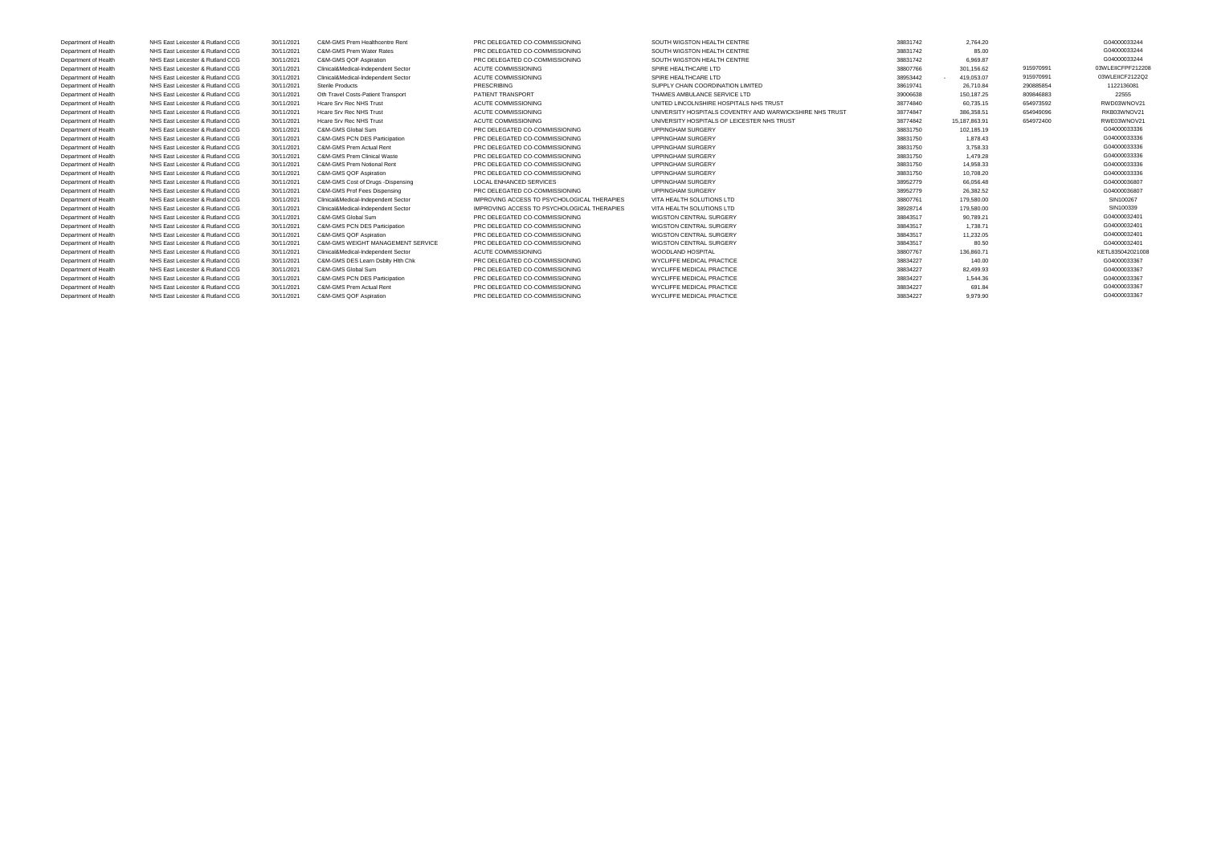| | | | | | | | | | |
|---|---|---|---|---|---|---|---|---|---|
| Department of Health | NHS East Leicester & Rutland CCG | 30/11/2021 | C&M-GMS Prem Healthcentre Rent | PRC DELEGATED CO-COMMISSIONING | SOUTH WIGSTON HEALTH CENTRE | 38831742 | 2,764.20 | | G04000033244 |
| Department of Health | NHS East Leicester & Rutland CCG | 30/11/2021 | C&M-GMS Prem Water Rates | PRC DELEGATED CO-COMMISSIONING | SOUTH WIGSTON HEALTH CENTRE | 38831742 | 85.00 | | G04000033244 |
| Department of Health | NHS East Leicester & Rutland CCG | 30/11/2021 | C&M-GMS QOF Aspiration | PRC DELEGATED CO-COMMISSIONING | SOUTH WIGSTON HEALTH CENTRE | 38831742 | 6,969.87 | | G04000033244 |
| Department of Health | NHS East Leicester & Rutland CCG | 30/11/2021 | Clinical&Medical-Independent Sector | ACUTE COMMISSIONING | SPIRE HEALTHCARE LTD | 38807766 | 301,156.62 | 915970991 | 03WLEIICFPF212208 |
| Department of Health | NHS East Leicester & Rutland CCG | 30/11/2021 | Clinical&Medical-Independent Sector | ACUTE COMMISSIONING | SPIRE HEALTHCARE LTD | 38953442 | - 419,053.07 | 915970991 | 03WLEIICF2122Q2 |
| Department of Health | NHS East Leicester & Rutland CCG | 30/11/2021 | Sterile Products | PRESCRIBING | SUPPLY CHAIN COORDINATION LIMITED | 38619741 | 26,710.84 | 290885854 | 1122136081 |
| Department of Health | NHS East Leicester & Rutland CCG | 30/11/2021 | Oth Travel Costs-Patient Transport | PATIENT TRANSPORT | THAMES AMBULANCE SERVICE LTD | 39006638 | 150,187.25 | 809846883 | 22555 |
| Department of Health | NHS East Leicester & Rutland CCG | 30/11/2021 | Hcare Srv Rec NHS Trust | ACUTE COMMISSIONING | UNITED LINCOLNSHIRE HOSPITALS NHS TRUST | 38774840 | 60,735.15 | 654973592 | RWD03WNOV21 |
| Department of Health | NHS East Leicester & Rutland CCG | 30/11/2021 | Hcare Srv Rec NHS Trust | ACUTE COMMISSIONING | UNIVERSITY HOSPITALS COVENTRY AND WARWICKSHIRE NHS TRUST | 38774847 | 386,358.51 | 654949096 | RKB03WNOV21 |
| Department of Health | NHS East Leicester & Rutland CCG | 30/11/2021 | Hcare Srv Rec NHS Trust | ACUTE COMMISSIONING | UNIVERSITY HOSPITALS OF LEICESTER NHS TRUST | 38774842 | 15,187,863.91 | 654972400 | RWE03WNOV21 |
| Department of Health | NHS East Leicester & Rutland CCG | 30/11/2021 | C&M-GMS Global Sum | PRC DELEGATED CO-COMMISSIONING | UPPINGHAM SURGERY | 38831750 | 102,185.19 | | G04000033336 |
| Department of Health | NHS East Leicester & Rutland CCG | 30/11/2021 | C&M-GMS PCN DES Participation | PRC DELEGATED CO-COMMISSIONING | UPPINGHAM SURGERY | 38831750 | 1,878.43 | | G04000033336 |
| Department of Health | NHS East Leicester & Rutland CCG | 30/11/2021 | C&M-GMS Prem Actual Rent | PRC DELEGATED CO-COMMISSIONING | UPPINGHAM SURGERY | 38831750 | 3,758.33 | | G04000033336 |
| Department of Health | NHS East Leicester & Rutland CCG | 30/11/2021 | C&M-GMS Prem Clinical Waste | PRC DELEGATED CO-COMMISSIONING | UPPINGHAM SURGERY | 38831750 | 1,479.28 | | G04000033336 |
| Department of Health | NHS East Leicester & Rutland CCG | 30/11/2021 | C&M-GMS Prem Notional Rent | PRC DELEGATED CO-COMMISSIONING | UPPINGHAM SURGERY | 38831750 | 14,958.33 | | G04000033336 |
| Department of Health | NHS East Leicester & Rutland CCG | 30/11/2021 | C&M-GMS QOF Aspiration | PRC DELEGATED CO-COMMISSIONING | UPPINGHAM SURGERY | 38831750 | 10,708.20 | | G04000033336 |
| Department of Health | NHS East Leicester & Rutland CCG | 30/11/2021 | C&M-GMS Cost of Drugs -Dispensing | LOCAL ENHANCED SERVICES | UPPINGHAM SURGERY | 38952779 | 66,056.48 | | G04000036807 |
| Department of Health | NHS East Leicester & Rutland CCG | 30/11/2021 | C&M-GMS Prof Fees Dispensing | PRC DELEGATED CO-COMMISSIONING | UPPINGHAM SURGERY | 38952779 | 26,382.52 | | G04000036807 |
| Department of Health | NHS East Leicester & Rutland CCG | 30/11/2021 | Clinical&Medical-Independent Sector | IMPROVING ACCESS TO PSYCHOLOGICAL THERAPIES | VITA HEALTH SOLUTIONS LTD | 38807761 | 179,580.00 | | SIN100267 |
| Department of Health | NHS East Leicester & Rutland CCG | 30/11/2021 | Clinical&Medical-Independent Sector | IMPROVING ACCESS TO PSYCHOLOGICAL THERAPIES | VITA HEALTH SOLUTIONS LTD | 38928714 | 179,580.00 | | SIN100339 |
| Department of Health | NHS East Leicester & Rutland CCG | 30/11/2021 | C&M-GMS Global Sum | PRC DELEGATED CO-COMMISSIONING | WIGSTON CENTRAL SURGERY | 38843517 | 90,789.21 | | G04000032401 |
| Department of Health | NHS East Leicester & Rutland CCG | 30/11/2021 | C&M-GMS PCN DES Participation | PRC DELEGATED CO-COMMISSIONING | WIGSTON CENTRAL SURGERY | 38843517 | 1,738.71 | | G04000032401 |
| Department of Health | NHS East Leicester & Rutland CCG | 30/11/2021 | C&M-GMS QOF Aspiration | PRC DELEGATED CO-COMMISSIONING | WIGSTON CENTRAL SURGERY | 38843517 | 11,232.05 | | G04000032401 |
| Department of Health | NHS East Leicester & Rutland CCG | 30/11/2021 | C&M-GMS WEIGHT MANAGEMENT SERVICE | PRC DELEGATED CO-COMMISSIONING | WIGSTON CENTRAL SURGERY | 38843517 | 80.50 | | G04000032401 |
| Department of Health | NHS East Leicester & Rutland CCG | 30/11/2021 | Clinical&Medical-Independent Sector | ACUTE COMMISSIONING | WOODLAND HOSPITAL | 38807767 | 136,860.71 | | KETL835042021008 |
| Department of Health | NHS East Leicester & Rutland CCG | 30/11/2021 | C&M-GMS DES Learn Dsblty Hlth Chk | PRC DELEGATED CO-COMMISSIONING | WYCLIFFE MEDICAL PRACTICE | 38834227 | 140.00 | | G04000033367 |
| Department of Health | NHS East Leicester & Rutland CCG | 30/11/2021 | C&M-GMS Global Sum | PRC DELEGATED CO-COMMISSIONING | WYCLIFFE MEDICAL PRACTICE | 38834227 | 82,499.93 | | G04000033367 |
| Department of Health | NHS East Leicester & Rutland CCG | 30/11/2021 | C&M-GMS PCN DES Participation | PRC DELEGATED CO-COMMISSIONING | WYCLIFFE MEDICAL PRACTICE | 38834227 | 1,544.36 | | G04000033367 |
| Department of Health | NHS East Leicester & Rutland CCG | 30/11/2021 | C&M-GMS Prem Actual Rent | PRC DELEGATED CO-COMMISSIONING | WYCLIFFE MEDICAL PRACTICE | 38834227 | 691.84 | | G04000033367 |
| Department of Health | NHS East Leicester & Rutland CCG | 30/11/2021 | C&M-GMS QOF Aspiration | PRC DELEGATED CO-COMMISSIONING | WYCLIFFE MEDICAL PRACTICE | 38834227 | 9,979.90 | | G04000033367 |